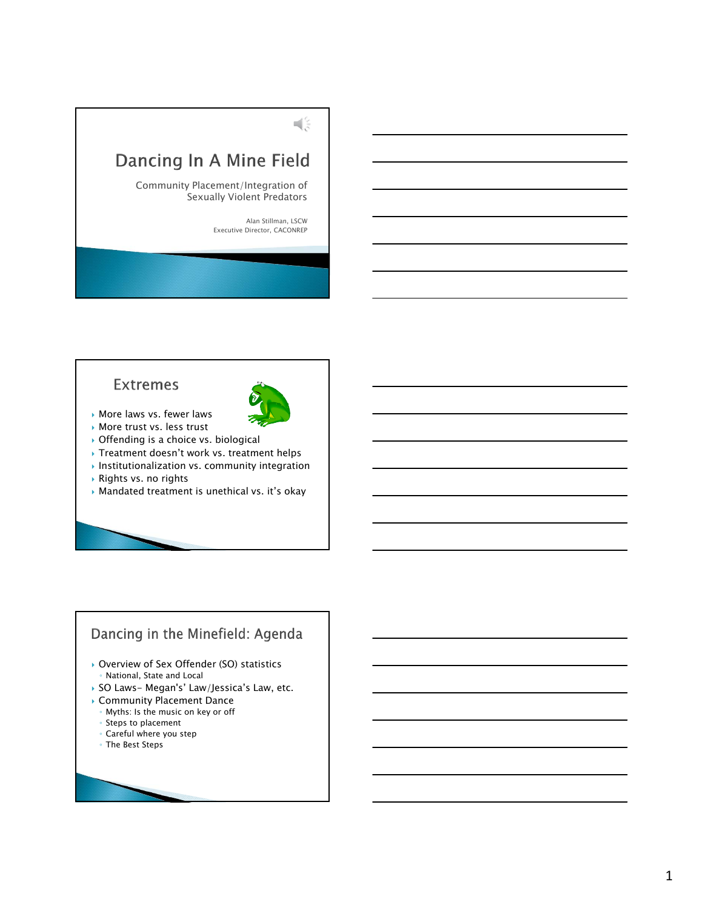# Dancing In A Mine Field

Community Placement/Integration of Sexually Violent Predators

Alan Stillman, LSCW
Executive Director, CACONREP

## Extremes

- More laws vs. fewer laws
- More trust vs. less trust
- Offending is a choice vs. biological
- Treatment doesn't work vs. treatment helps
- Institutionalization vs. community integration
- Rights vs. no rights
- Mandated treatment is unethical vs. it's okay

## Dancing in the Minefield: Agenda

- Overview of Sex Offender (SO) statistics
  - National, State and Local
- SO Laws- Megan's' Law/Jessica's Law, etc.
- Community Placement Dance
  - Myths: Is the music on key or off
  - Steps to placement
  - Careful where you step
  - The Best Steps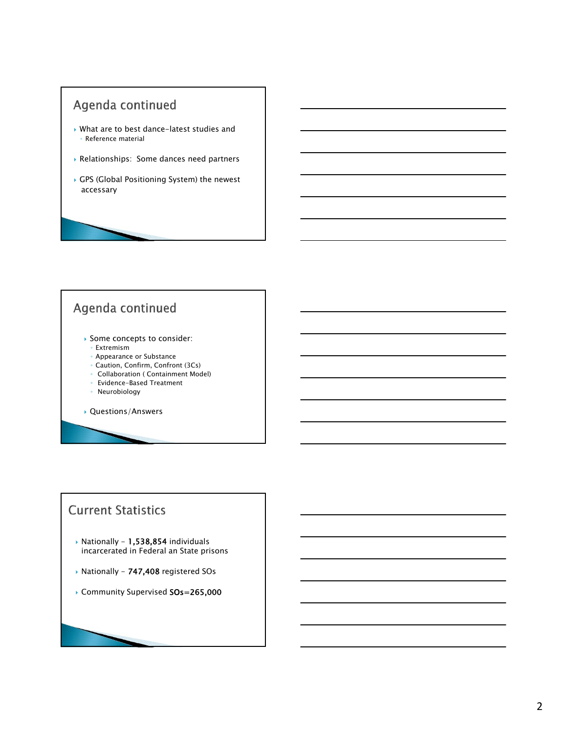## Agenda continued

- What are to best dance-latest studies and
  - Reference material
- Relationships: Some dances need partners
- GPS (Global Positioning System) the newest accessary

## Agenda continued

- Some concepts to consider:
  - Extremism
  - Appearance or Substance
  - Caution, Confirm, Confront (3Cs)
  - Collaboration ( Containment Model)
  - Evidence-Based Treatment
  - Neurobiology
- Questions/Answers

## Current Statistics

- Nationally – **1,538,854** individuals incarcerated in Federal an State prisons
- Nationally – **747,408** registered SOs
- Community Supervised **SOs=265,000**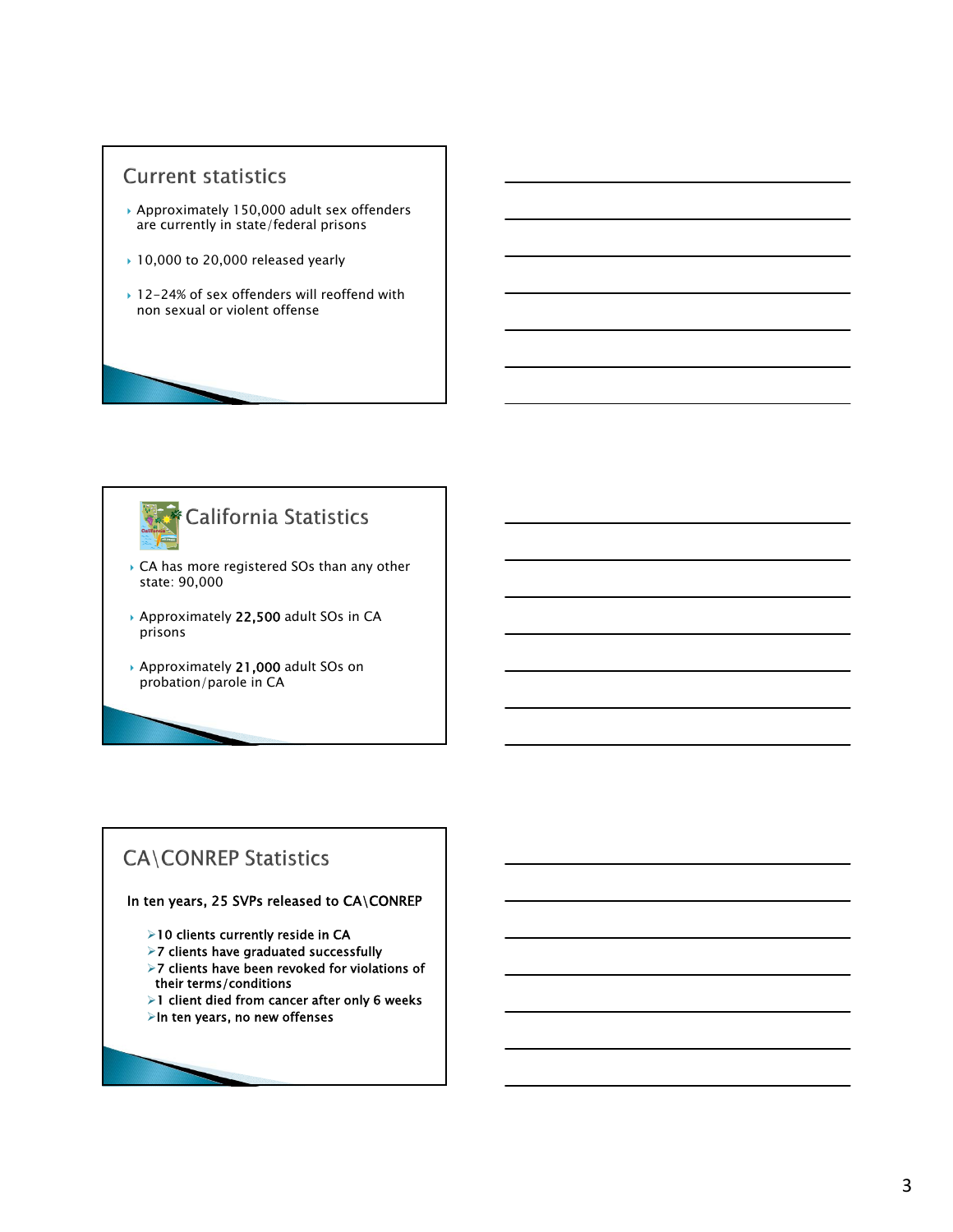## Current statistics

- Approximately 150,000 adult sex offenders are currently in state/federal prisons
- 10,000 to 20,000 released yearly
- 12-24% of sex offenders will reoffend with non sexual or violent offense

## California Statistics

- CA has more registered SOs than any other state: 90,000
- Approximately **22,500** adult SOs in CA prisons
- Approximately **21,000** adult SOs on probation/parole in CA

## CA\CONREP Statistics

**In ten years, 25 SVPs released to CA\CONREP**

- **10 clients currently reside in CA**
- **7 clients have graduated successfully**
- **7 clients have been revoked for violations of their terms/conditions**
- **1 client died from cancer after only 6 weeks**
- **In ten years, no new offenses**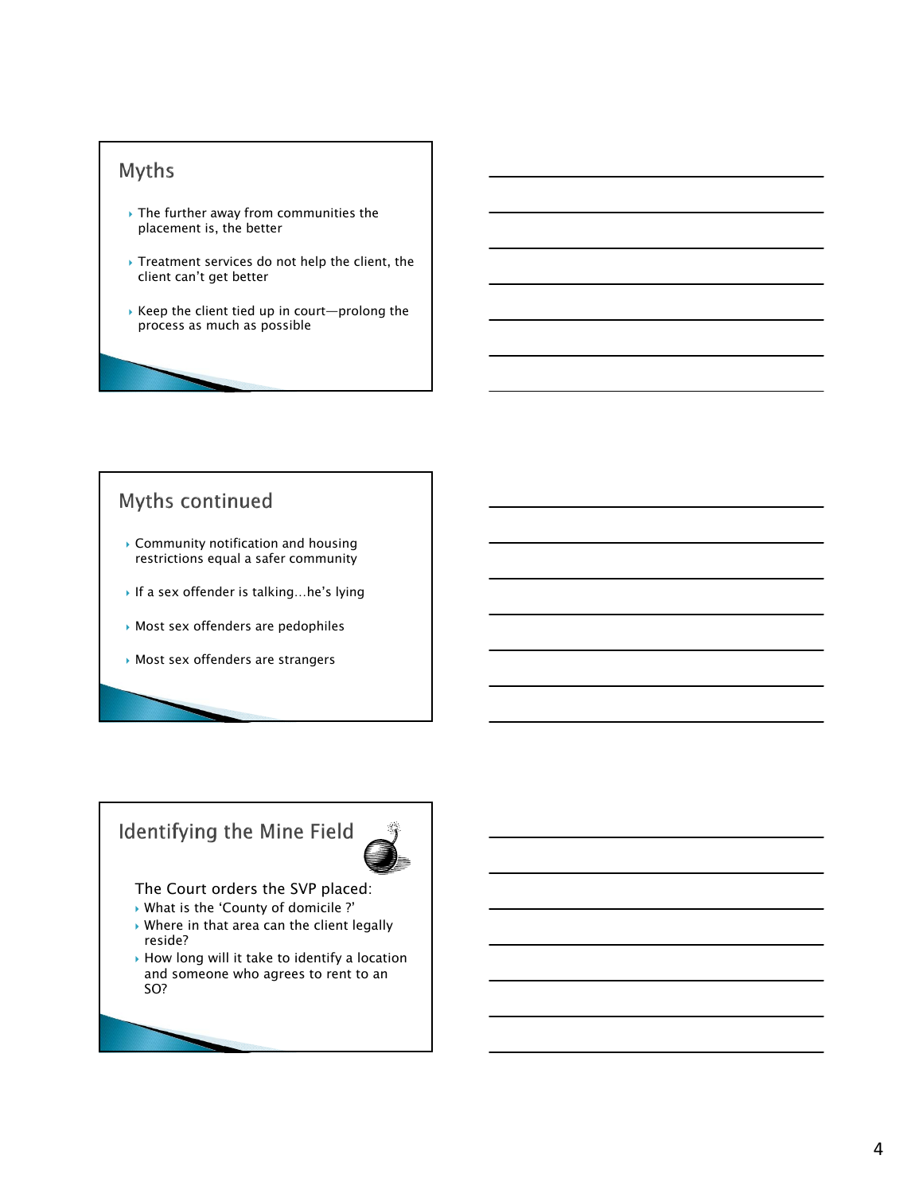## Myths

- The further away from communities the placement is, the better
- Treatment services do not help the client, the client can't get better
- Keep the client tied up in court—prolong the process as much as possible

## Myths continued

- Community notification and housing restrictions equal a safer community
- If a sex offender is talking…he's lying
- Most sex offenders are pedophiles
- Most sex offenders are strangers

## Identifying the Mine Field

The Court orders the SVP placed:

- What is the 'County of domicile ?'
- Where in that area can the client legally reside?
- How long will it take to identify a location and someone who agrees to rent to an SO?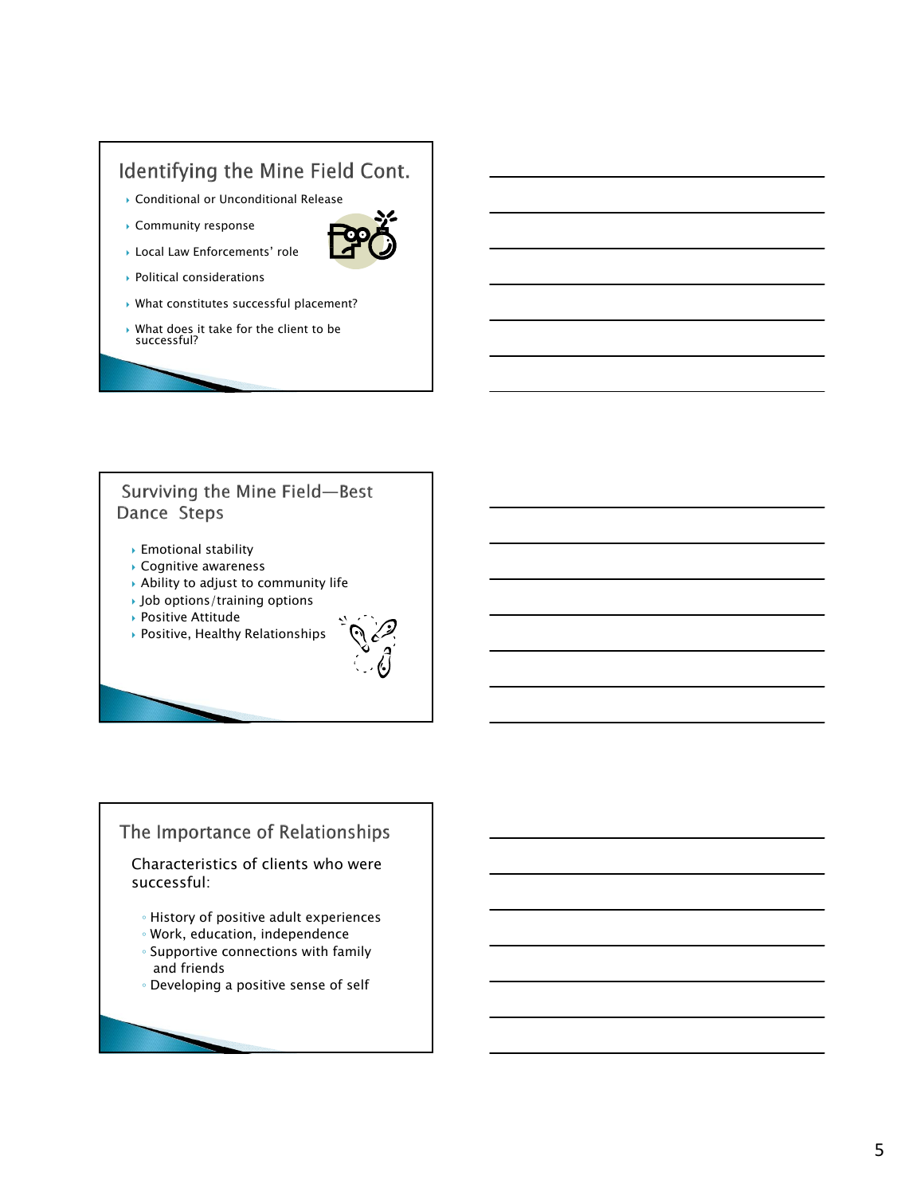## Identifying the Mine Field Cont.

- Conditional or Unconditional Release
- Community response
- Local Law Enforcements' role
- Political considerations
- What constitutes successful placement?
- What does it take for the client to be successful?

## Surviving the Mine Field—Best Dance Steps

- Emotional stability
- Cognitive awareness
- Ability to adjust to community life
- Job options/training options
- Positive Attitude
- Positive, Healthy Relationships

## The Importance of Relationships

Characteristics of clients who were successful:

- History of positive adult experiences
- Work, education, independence
- Supportive connections with family and friends
- Developing a positive sense of self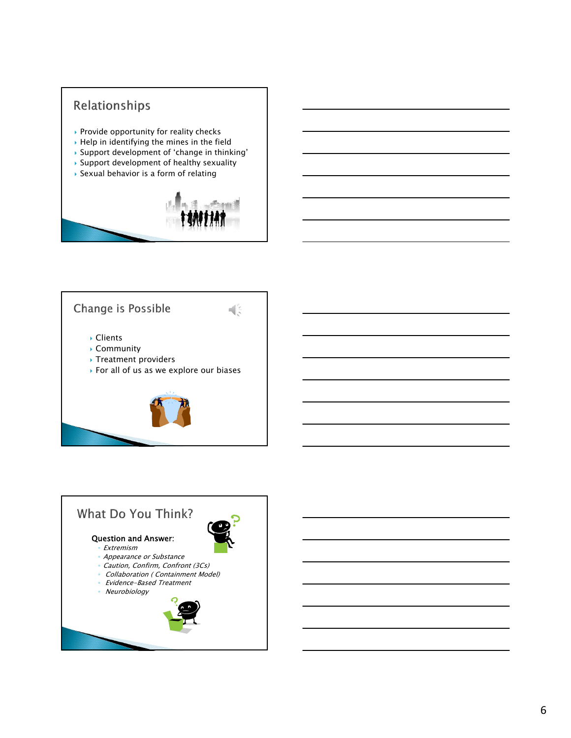## Relationships

- Provide opportunity for reality checks
- Help in identifying the mines in the field
- Support development of 'change in thinking'
- Support development of healthy sexuality
- Sexual behavior is a form of relating

## Change is Possible

- Clients
- Community
- Treatment providers
- For all of us as we explore our biases

## What Do You Think?

**Question and Answer:**

- *Extremism*
- *Appearance or Substance*
- *Caution, Confirm, Confront (3Cs)*
- *Collaboration ( Containment Model)*
- *Evidence-Based Treatment*
- *Neurobiology*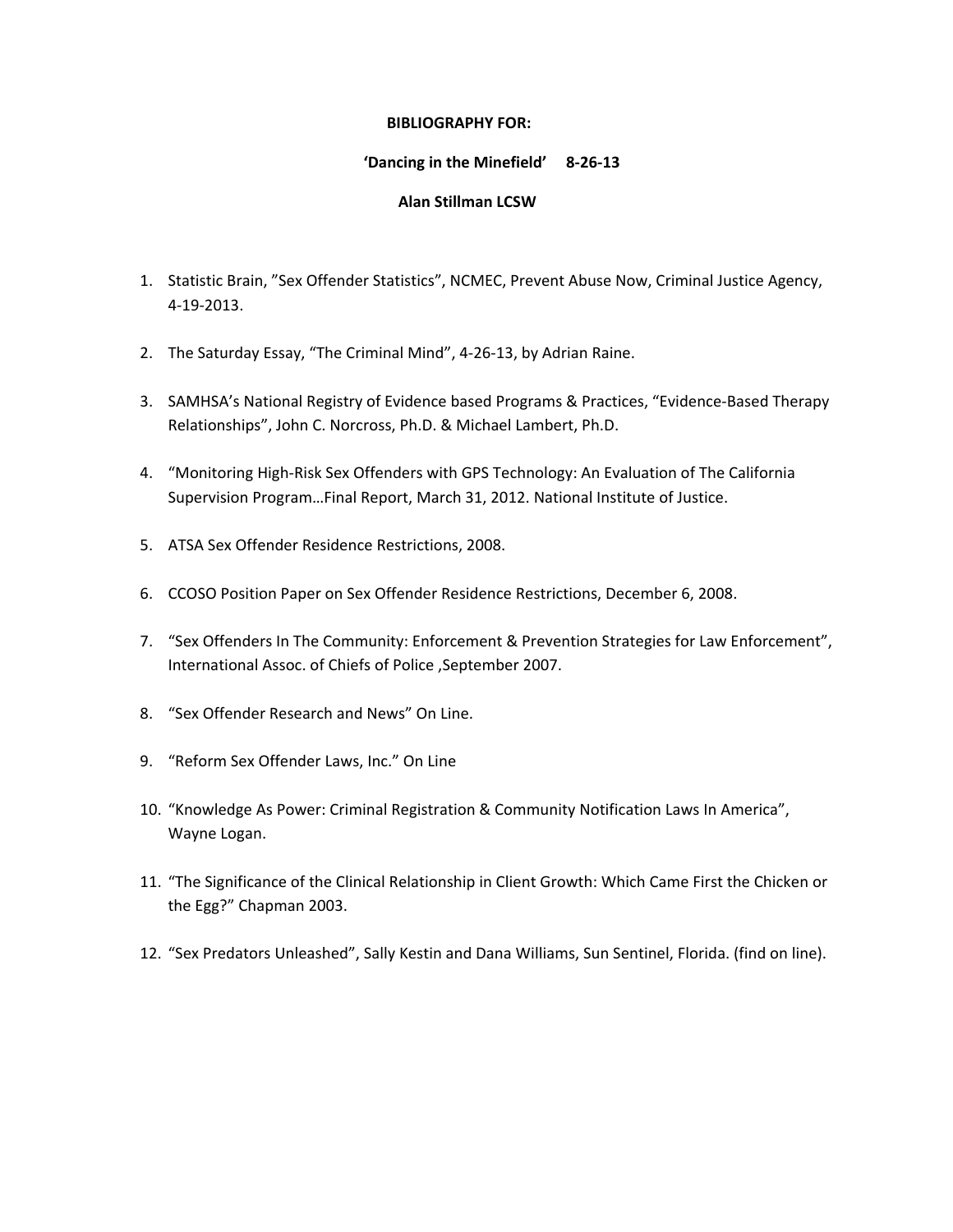**BIBLIOGRAPHY FOR:**

**'Dancing in the Minefield' 8-26-13**

**Alan Stillman LCSW**

1. Statistic Brain, "Sex Offender Statistics", NCMEC, Prevent Abuse Now, Criminal Justice Agency, 4-19-2013.

2. The Saturday Essay, "The Criminal Mind", 4-26-13, by Adrian Raine.

3. SAMHSA's National Registry of Evidence based Programs & Practices, "Evidence-Based Therapy Relationships", John C. Norcross, Ph.D. & Michael Lambert, Ph.D.

4. "Monitoring High-Risk Sex Offenders with GPS Technology: An Evaluation of The California Supervision Program…Final Report, March 31, 2012. National Institute of Justice.

5. ATSA Sex Offender Residence Restrictions, 2008.

6. CCOSO Position Paper on Sex Offender Residence Restrictions, December 6, 2008.

7. "Sex Offenders In The Community: Enforcement & Prevention Strategies for Law Enforcement", International Assoc. of Chiefs of Police ,September 2007.

8. "Sex Offender Research and News" On Line.

9. "Reform Sex Offender Laws, Inc." On Line

10. "Knowledge As Power: Criminal Registration & Community Notification Laws In America", Wayne Logan.

11. "The Significance of the Clinical Relationship in Client Growth: Which Came First the Chicken or the Egg?" Chapman 2003.

12. "Sex Predators Unleashed", Sally Kestin and Dana Williams, Sun Sentinel, Florida. (find on line).